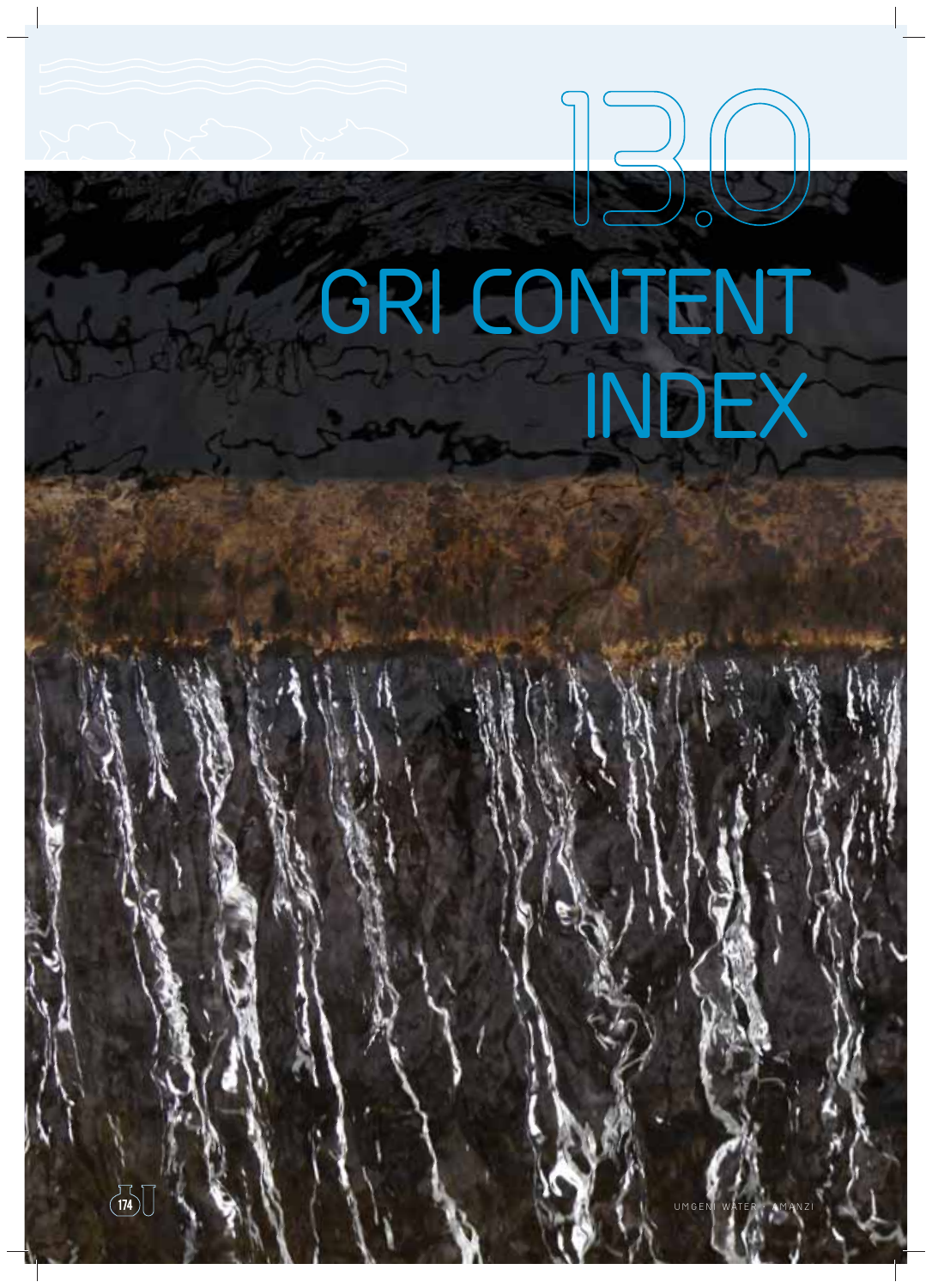# 13.0 GRI CONTENT INDEX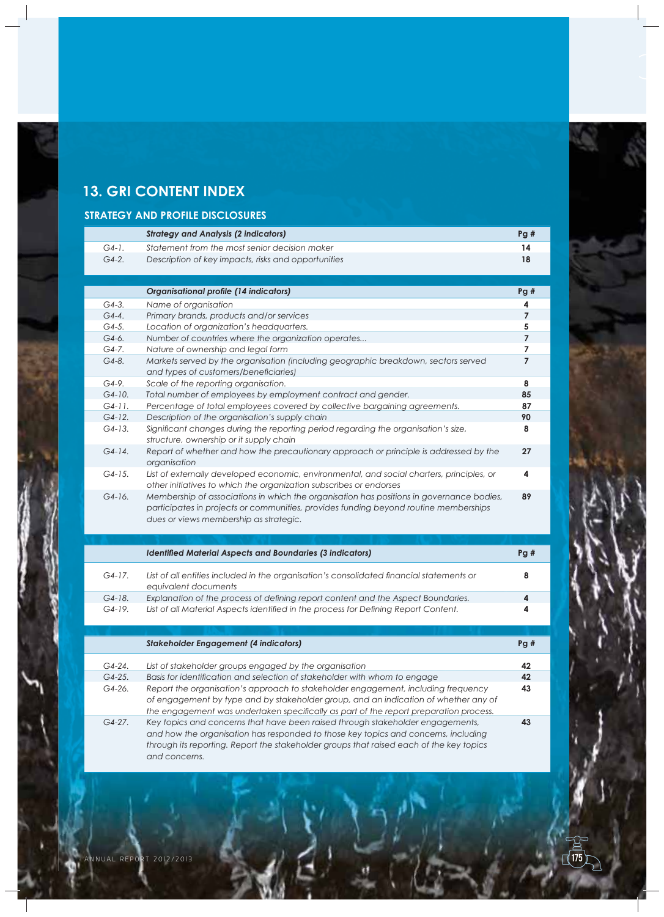# 13. GRI CONTENT INDEX

## STRATEGY AND PROFILE DISCLOSURES

| | *Strategy and Analysis (2 indicators)* | Pg # |
|---|---|---|
| *G4-1.* | *Statement from the most senior decision maker* | **14** |
| *G4-2.* | *Description of key impacts, risks and opportunities* | **18** |

| | *Organisational profile (14 indicators)* | Pg # |
|---|---|---|
| *G4-3.* | *Name of organisation* | **4** |
| *G4-4.* | *Primary brands, products and/or services* | **7** |
| *G4-5.* | *Location of organization's headquarters.* | **5** |
| *G4-6.* | *Number of countries where the organization operates...* | **7** |
| *G4-7.* | *Nature of ownership and legal form* | **7** |
| *G4-8.* | *Markets served by the organisation (including geographic breakdown, sectors served and types of customers/beneficiaries)* | **7** |
| *G4-9.* | *Scale of the reporting organisation.* | **8** |
| *G4-10.* | *Total number of employees by employment contract and gender.* | **85** |
| *G4-11.* | *Percentage of total employees covered by collective bargaining agreements.* | **87** |
| *G4-12.* | *Description of the organisation's supply chain* | **90** |
| *G4-13.* | *Significant changes during the reporting period regarding the organisation's size, structure, ownership or it supply chain* | **8** |
| *G4-14.* | *Report of whether and how the precautionary approach or principle is addressed by the organisation* | **27** |
| *G4-15.* | *List of externally developed economic, environmental, and social charters, principles, or other initiatives to which the organization subscribes or endorses* | **4** |
| *G4-16.* | *Membership of associations in which the organisation has positions in governance bodies, participates in projects or communities, provides funding beyond routine memberships dues or views membership as strategic.* | **89** |

| | *Identified Material Aspects and Boundaries (3 indicators)* | Pg # |
|---|---|---|
| *G4-17.* | *List of all entities included in the organisation's consolidated financial statements or equivalent documents* | **8** |
| *G4-18.* | *Explanation of the process of defining report content and the Aspect Boundaries.* | **4** |
| *G4-19.* | *List of all Material Aspects identified in the process for Defining Report Content.* | **4** |

| | *Stakeholder Engagement (4 indicators)* | Pg # |
|---|---|---|
| *G4-24.* | *List of stakeholder groups engaged by the organisation* | **42** |
| *G4-25.* | *Basis for identification and selection of stakeholder with whom to engage* | **42** |
| *G4-26.* | *Report the organisation's approach to stakeholder engagement, including frequency of engagement by type and by stakeholder group, and an indication of whether any of the engagement was undertaken specifically as part of the report preparation process.* | **43** |
| *G4-27.* | *Key topics and concerns that have been raised through stakeholder engagements, and how the organisation has responded to those key topics and concerns, including through its reporting. Report the stakeholder groups that raised each of the key topics and concerns.* | **43** |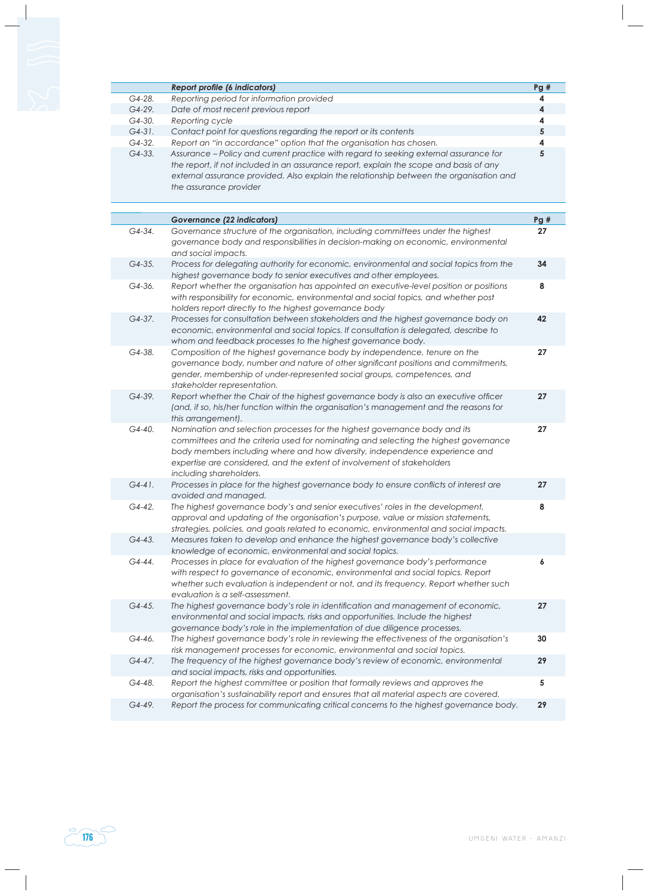| | Report profile (6 indicators) | Pg # |
|---|---|---|
| G4-28. | Reporting period for information provided | 4 |
| G4-29. | Date of most recent previous report | 4 |
| G4-30. | Reporting cycle | 4 |
| G4-31. | Contact point for questions regarding the report or its contents | 5 |
| G4-32. | Report an "in accordance" option that the organisation has chosen. | 4 |
| G4-33. | Assurance – Policy and current practice with regard to seeking external assurance for the report, if not included in an assurance report, explain the scope and basis of any external assurance provided. Also explain the relationship between the organisation and the assurance provider | 5 |

| | Governance (22 indicators) | Pg # |
|---|---|---|
| G4-34. | Governance structure of the organisation, including committees under the highest governance body and responsibilities in decision-making on economic, environmental and social impacts. | 27 |
| G4-35. | Process for delegating authority for economic, environmental and social topics from the highest governance body to senior executives and other employees. | 34 |
| G4-36. | Report whether the organisation has appointed an executive-level position or positions with responsibility for economic, environmental and social topics, and whether post holders report directly to the highest governance body | 8 |
| G4-37. | Processes for consultation between stakeholders and the highest governance body on economic, environmental and social topics. If consultation is delegated, describe to whom and feedback processes to the highest governance body. | 42 |
| G4-38. | Composition of the highest governance body by independence, tenure on the governance body, number and nature of other significant positions and commitments, gender, membership of under-represented social groups, competences, and stakeholder representation. | 27 |
| G4-39. | Report whether the Chair of the highest governance body is also an executive officer (and, if so, his/her function within the organisation's management and the reasons for this arrangement). | 27 |
| G4-40. | Nomination and selection processes for the highest governance body and its committees and the criteria used for nominating and selecting the highest governance body members including where and how diversity, independence experience and expertise are considered, and the extent of involvement of stakeholders including shareholders. | 27 |
| G4-41. | Processes in place for the highest governance body to ensure conflicts of interest are avoided and managed. | 27 |
| G4-42. | The highest governance body's and senior executives' roles in the development, approval and updating of the organisation's purpose, value or mission statements, strategies, policies, and goals related to economic, environmental and social impacts. | 8 |
| G4-43. | Measures taken to develop and enhance the highest governance body's collective knowledge of economic, environmental and social topics. | |
| G4-44. | Processes in place for evaluation of the highest governance body's performance with respect to governance of economic, environmental and social topics. Report whether such evaluation is independent or not, and its frequency. Report whether such evaluation is a self-assessment. | 6 |
| G4-45. | The highest governance body's role in identification and management of economic, environmental and social impacts, risks and opportunities. Include the highest governance body's role in the implementation of due diligence processes. | 27 |
| G4-46. | The highest governance body's role in reviewing the effectiveness of the organisation's risk management processes for economic, environmental and social topics. | 30 |
| G4-47. | The frequency of the highest governance body's review of economic, environmental and social impacts, risks and opportunities. | 29 |
| G4-48. | Report the highest committee or position that formally reviews and approves the organisation's sustainability report and ensures that all material aspects are covered. | 5 |
| G4-49. | Report the process for communicating critical concerns to the highest governance body. | 29 |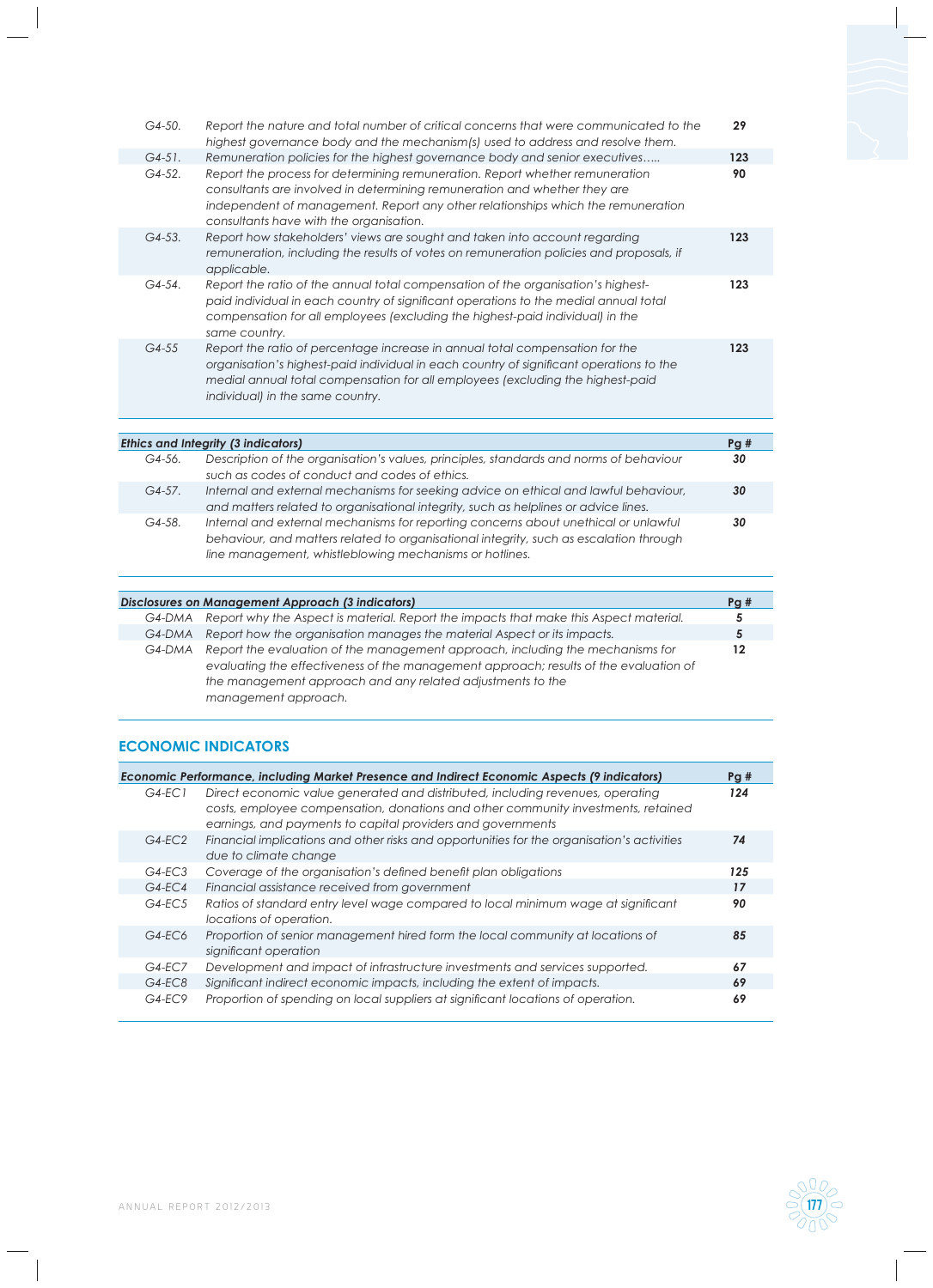| | | |
|---|---|---|
| G4-50. | Report the nature and total number of critical concerns that were communicated to the highest governance body and the mechanism(s) used to address and resolve them. | 29 |
| G4-51. | Remuneration policies for the highest governance body and senior executives….. | 123 |
| G4-52. | Report the process for determining remuneration. Report whether remuneration consultants are involved in determining remuneration and whether they are independent of management. Report any other relationships which the remuneration consultants have with the organisation. | 90 |
| G4-53. | Report how stakeholders' views are sought and taken into account regarding remuneration, including the results of votes on remuneration policies and proposals, if applicable. | 123 |
| G4-54. | Report the ratio of the annual total compensation of the organisation's highest-paid individual in each country of significant operations to the medial annual total compensation for all employees (excluding the highest-paid individual) in the same country. | 123 |
| G4-55 | Report the ratio of percentage increase in annual total compensation for the organisation's highest-paid individual in each country of significant operations to the medial annual total compensation for all employees (excluding the highest-paid individual) in the same country. | 123 |

| Ethics and Integrity (3 indicators) | | Pg # |
|---|---|---|
| G4-56. | Description of the organisation's values, principles, standards and norms of behaviour such as codes of conduct and codes of ethics. | 30 |
| G4-57. | Internal and external mechanisms for seeking advice on ethical and lawful behaviour, and matters related to organisational integrity, such as helplines or advice lines. | 30 |
| G4-58. | Internal and external mechanisms for reporting concerns about unethical or unlawful behaviour, and matters related to organisational integrity, such as escalation through line management, whistleblowing mechanisms or hotlines. | 30 |

| Disclosures on Management Approach (3 indicators) | | Pg # |
|---|---|---|
| G4-DMA | Report why the Aspect is material. Report the impacts that make this Aspect material. | 5 |
| G4-DMA | Report how the organisation manages the material Aspect or its impacts. | 5 |
| G4-DMA | Report the evaluation of the management approach, including the mechanisms for evaluating the effectiveness of the management approach; results of the evaluation of the management approach and any related adjustments to the management approach. | 12 |

## ECONOMIC INDICATORS

| Economic Performance, including Market Presence and Indirect Economic Aspects (9 indicators) | | Pg # |
|---|---|---|
| G4-EC1 | Direct economic value generated and distributed, including revenues, operating costs, employee compensation, donations and other community investments, retained earnings, and payments to capital providers and governments | 124 |
| G4-EC2 | Financial implications and other risks and opportunities for the organisation's activities due to climate change | 74 |
| G4-EC3 | Coverage of the organisation's defined benefit plan obligations | 125 |
| G4-EC4 | Financial assistance received from government | 17 |
| G4-EC5 | Ratios of standard entry level wage compared to local minimum wage at significant locations of operation. | 90 |
| G4-EC6 | Proportion of senior management hired form the local community at locations of significant operation | 85 |
| G4-EC7 | Development and impact of infrastructure investments and services supported. | 67 |
| G4-EC8 | Significant indirect economic impacts, including the extent of impacts. | 69 |
| G4-EC9 | Proportion of spending on local suppliers at significant locations of operation. | 69 |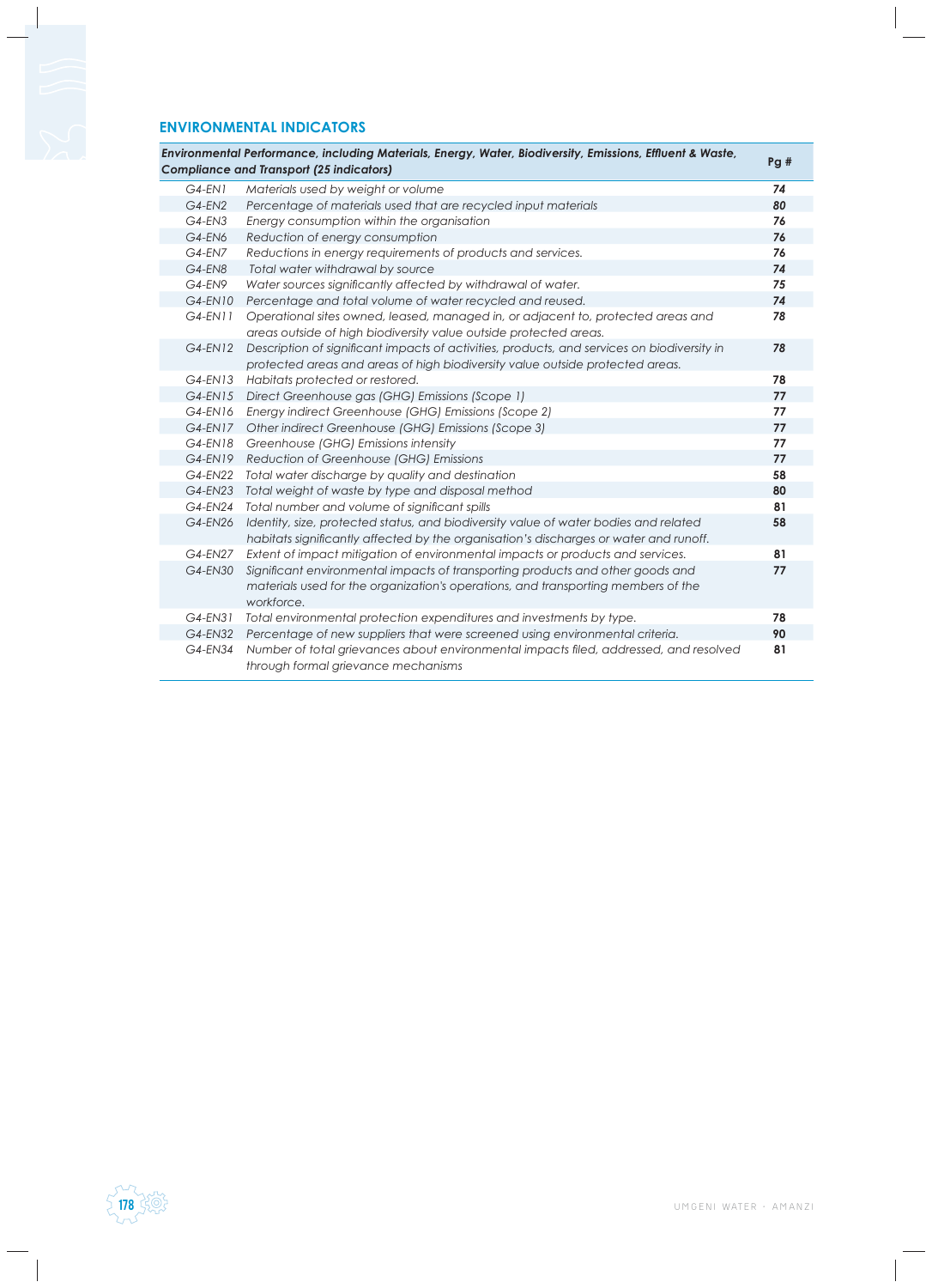## ENVIRONMENTAL INDICATORS

| *Environmental Performance, including Materials, Energy, Water, Biodiversity, Emissions, Effluent & Waste, Compliance and Transport (25 indicators)* | | Pg # |
|---|---|---|
| G4-EN1 | *Materials used by weight or volume* | 74 |
| G4-EN2 | *Percentage of materials used that are recycled input materials* | 80 |
| G4-EN3 | *Energy consumption within the organisation* | 76 |
| G4-EN6 | *Reduction of energy consumption* | 76 |
| G4-EN7 | *Reductions in energy requirements of products and services.* | 76 |
| G4-EN8 | *Total water withdrawal by source* | 74 |
| G4-EN9 | *Water sources significantly affected by withdrawal of water.* | 75 |
| G4-EN10 | *Percentage and total volume of water recycled and reused.* | 74 |
| G4-EN11 | *Operational sites owned, leased, managed in, or adjacent to, protected areas and areas outside of high biodiversity value outside protected areas.* | 78 |
| G4-EN12 | *Description of significant impacts of activities, products, and services on biodiversity in protected areas and areas of high biodiversity value outside protected areas.* | 78 |
| G4-EN13 | *Habitats protected or restored.* | 78 |
| G4-EN15 | *Direct Greenhouse gas (GHG) Emissions (Scope 1)* | 77 |
| G4-EN16 | *Energy indirect Greenhouse (GHG) Emissions (Scope 2)* | 77 |
| G4-EN17 | *Other indirect Greenhouse (GHG) Emissions (Scope 3)* | 77 |
| G4-EN18 | *Greenhouse (GHG) Emissions intensity* | 77 |
| G4-EN19 | *Reduction of Greenhouse (GHG) Emissions* | 77 |
| G4-EN22 | *Total water discharge by quality and destination* | 58 |
| G4-EN23 | *Total weight of waste by type and disposal method* | 80 |
| G4-EN24 | *Total number and volume of significant spills* | 81 |
| G4-EN26 | *Identity, size, protected status, and biodiversity value of water bodies and related habitats significantly affected by the organisation's discharges or water and runoff.* | 58 |
| G4-EN27 | *Extent of impact mitigation of environmental impacts or products and services.* | 81 |
| G4-EN30 | *Significant environmental impacts of transporting products and other goods and materials used for the organization's operations, and transporting members of the workforce.* | 77 |
| G4-EN31 | *Total environmental protection expenditures and investments by type.* | 78 |
| G4-EN32 | *Percentage of new suppliers that were screened using environmental criteria.* | 90 |
| G4-EN34 | *Number of total grievances about environmental impacts filed, addressed, and resolved through formal grievance mechanisms* | 81 |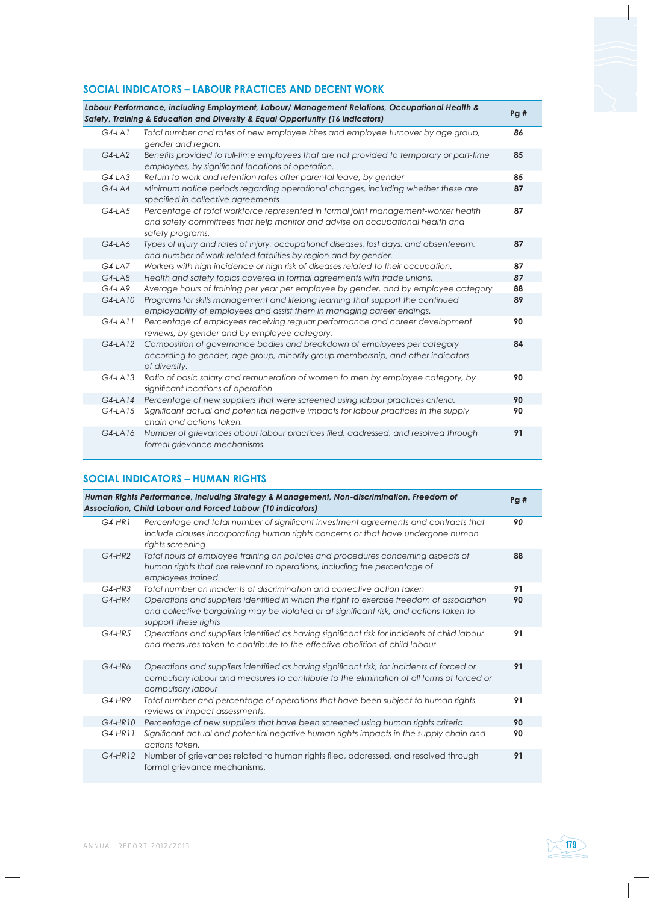## SOCIAL INDICATORS – LABOUR PRACTICES AND DECENT WORK

| *Labour Performance, including Employment, Labour/ Management Relations, Occupational Health & Safety, Training & Education and Diversity & Equal Opportunity (16 indicators)* | | Pg # |
|---|---|---|
| G4-LA1 | *Total number and rates of new employee hires and employee turnover by age group, gender and region.* | 86 |
| G4-LA2 | *Benefits provided to full-time employees that are not provided to temporary or part-time employees, by significant locations of operation.* | 85 |
| G4-LA3 | *Return to work and retention rates after parental leave, by gender* | 85 |
| G4-LA4 | *Minimum notice periods regarding operational changes, including whether these are specified in collective agreements* | 87 |
| G4-LA5 | *Percentage of total workforce represented in formal joint management-worker health and safety committees that help monitor and advise on occupational health and safety programs.* | 87 |
| G4-LA6 | *Types of injury and rates of injury, occupational diseases, lost days, and absenteeism, and number of work-related fatalities by region and by gender.* | 87 |
| G4-LA7 | *Workers with high incidence or high risk of diseases related to their occupation.* | 87 |
| G4-LA8 | *Health and safety topics covered in formal agreements with trade unions.* | 87 |
| G4-LA9 | *Average hours of training per year per employee by gender, and by employee category* | 88 |
| G4-LA10 | *Programs for skills management and lifelong learning that support the continued employability of employees and assist them in managing career endings.* | 89 |
| G4-LA11 | *Percentage of employees receiving regular performance and career development reviews, by gender and by employee category.* | 90 |
| G4-LA12 | *Composition of governance bodies and breakdown of employees per category according to gender, age group, minority group membership, and other indicators of diversity.* | 84 |
| G4-LA13 | *Ratio of basic salary and remuneration of women to men by employee category, by significant locations of operation.* | 90 |
| G4-LA14 | *Percentage of new suppliers that were screened using labour practices criteria.* | 90 |
| G4-LA15 | *Significant actual and potential negative impacts for labour practices in the supply chain and actions taken.* | 90 |
| G4-LA16 | *Number of grievances about labour practices filed, addressed, and resolved through formal grievance mechanisms.* | 91 |

## SOCIAL INDICATORS – HUMAN RIGHTS

| *Human Rights Performance, including Strategy & Management, Non-discrimination, Freedom of Association, Child Labour and Forced Labour (10 indicators)* | | Pg # |
|---|---|---|
| G4-HR1 | *Percentage and total number of significant investment agreements and contracts that include clauses incorporating human rights concerns or that have undergone human rights screening* | 90 |
| G4-HR2 | *Total hours of employee training on policies and procedures concerning aspects of human rights that are relevant to operations, including the percentage of employees trained.* | 88 |
| G4-HR3 | *Total number on incidents of discrimination and corrective action taken* | 91 |
| G4-HR4 | *Operations and suppliers identified in which the right to exercise freedom of association and collective bargaining may be violated or at significant risk, and actions taken to support these rights* | 90 |
| G4-HR5 | *Operations and suppliers identified as having significant risk for incidents of child labour and measures taken to contribute to the effective abolition of child labour* | 91 |
| G4-HR6 | *Operations and suppliers identified as having significant risk, for incidents of forced or compulsory labour and measures to contribute to the elimination of all forms of forced or compulsory labour* | 91 |
| G4-HR9 | *Total number and percentage of operations that have been subject to human rights reviews or impact assessments.* | 91 |
| G4-HR10 | *Percentage of new suppliers that have been screened using human rights criteria.* | 90 |
| G4-HR11 | *Significant actual and potential negative human rights impacts in the supply chain and actions taken.* | 90 |
| G4-HR12 | Number of grievances related to human rights filed, addressed, and resolved through formal grievance mechanisms. | 91 |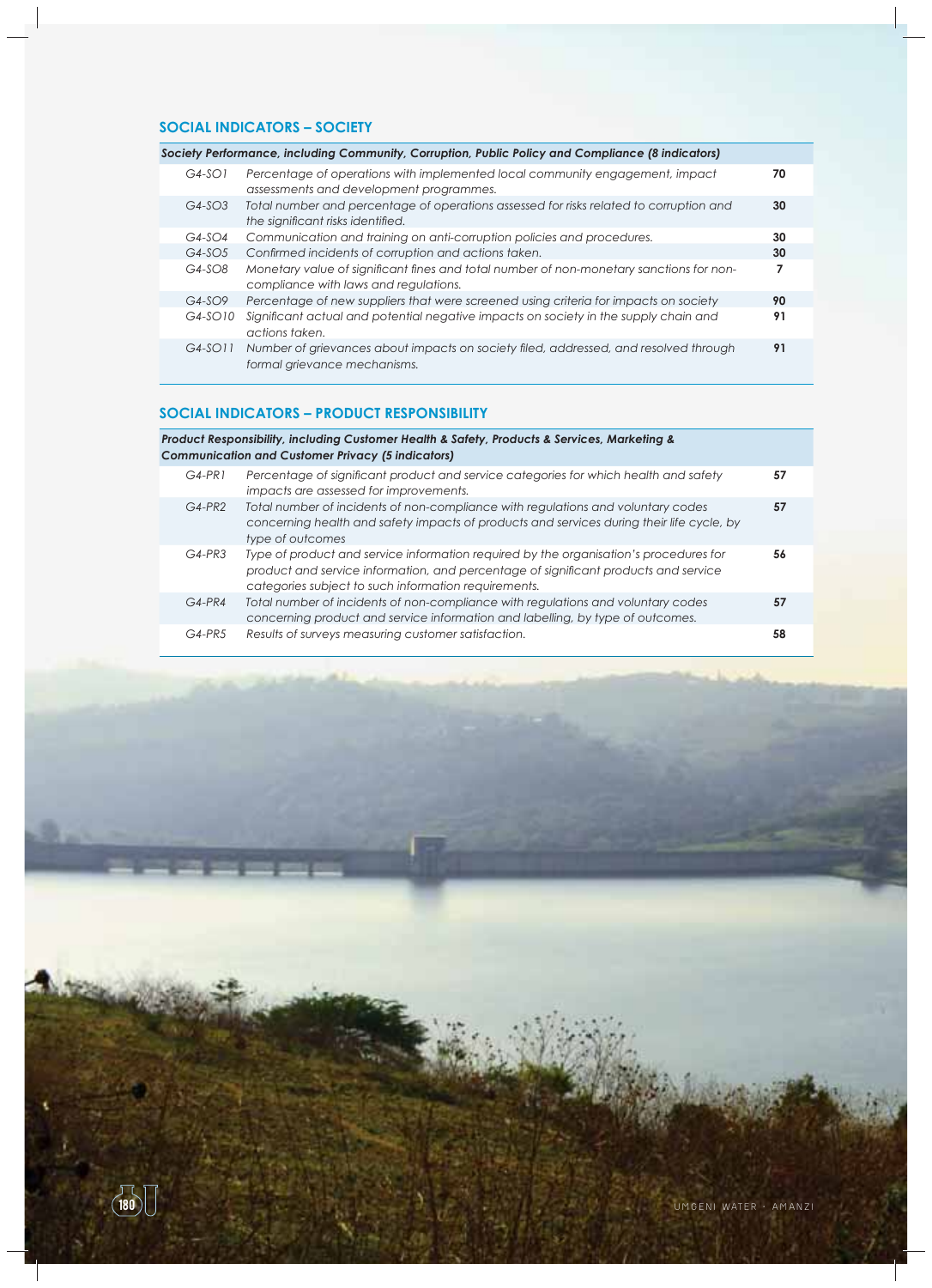## SOCIAL INDICATORS – SOCIETY

| *Society Performance, including Community, Corruption, Public Policy and Compliance (8 indicators)* | | |
|---|---|---|
| G4-SO1 | *Percentage of operations with implemented local community engagement, impact assessments and development programmes.* | **70** |
| G4-SO3 | *Total number and percentage of operations assessed for risks related to corruption and the significant risks identified.* | **30** |
| G4-SO4 | *Communication and training on anti-corruption policies and procedures.* | **30** |
| G4-SO5 | *Confirmed incidents of corruption and actions taken.* | **30** |
| G4-SO8 | *Monetary value of significant fines and total number of non-monetary sanctions for non-compliance with laws and regulations.* | **7** |
| G4-SO9 | *Percentage of new suppliers that were screened using criteria for impacts on society* | **90** |
| G4-SO10 | *Significant actual and potential negative impacts on society in the supply chain and actions taken.* | **91** |
| G4-SO11 | *Number of grievances about impacts on society filed, addressed, and resolved through formal grievance mechanisms.* | **91** |

## SOCIAL INDICATORS – PRODUCT RESPONSIBILITY

| *Product Responsibility, including Customer Health & Safety, Products & Services, Marketing & Communication and Customer Privacy (5 indicators)* | | |
|---|---|---|
| G4-PR1 | *Percentage of significant product and service categories for which health and safety impacts are assessed for improvements.* | **57** |
| G4-PR2 | *Total number of incidents of non-compliance with regulations and voluntary codes concerning health and safety impacts of products and services during their life cycle, by type of outcomes* | **57** |
| G4-PR3 | *Type of product and service information required by the organisation's procedures for product and service information, and percentage of significant products and service categories subject to such information requirements.* | **56** |
| G4-PR4 | *Total number of incidents of non-compliance with regulations and voluntary codes concerning product and service information and labelling, by type of outcomes.* | **57** |
| G4-PR5 | *Results of surveys measuring customer satisfaction.* | **58** |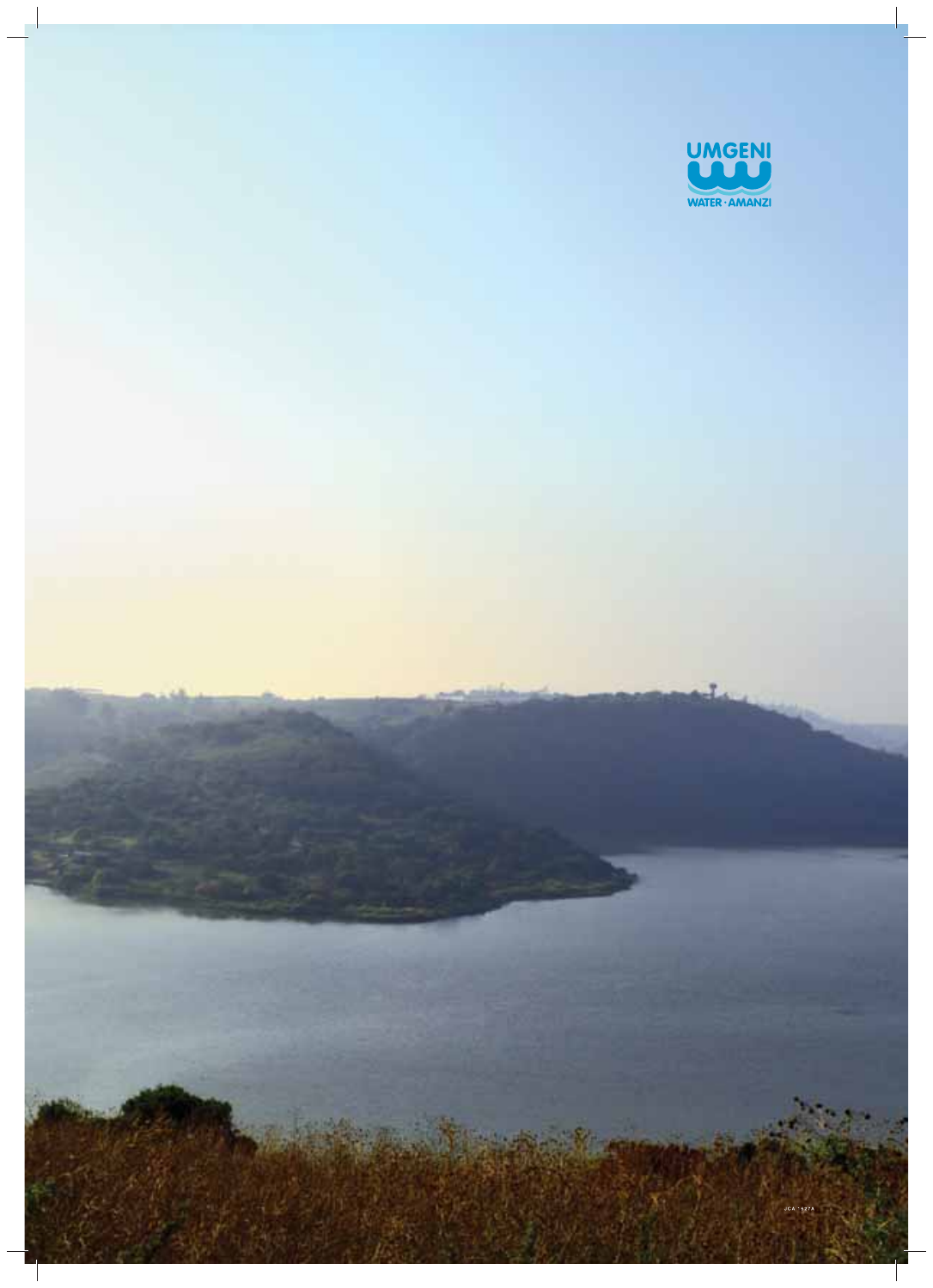UMGENI

WATER · AMANZI